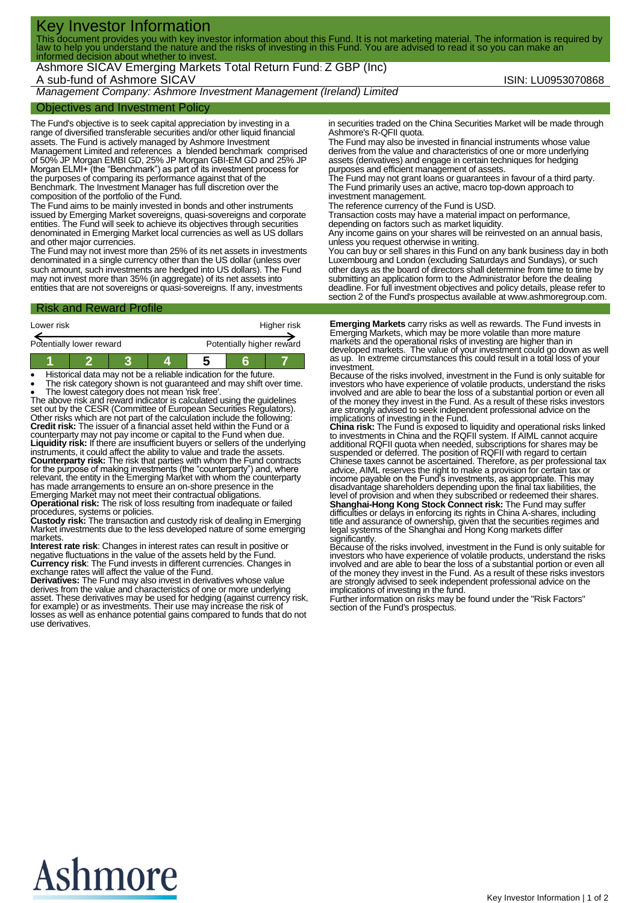# Key Investor Information

This document provides you with key investor information about this Fund. It is not marketing material. The information is required by law to help you understand the nature and the risks of investing in this Fund. You are advised to read it so you can make an informed decision about whether to invest.

Ashmore SICAV Emerging Markets Total Return Fund: Z GBP (Inc)

A sub-fund of Ashmore SICAV

ISIN: LU0953070868

*Management Company: Ashmore Investment Management (Ireland) Limited*

## Objectives and Investment Policy

The Fund's objective is to seek capital appreciation by investing in a range of diversified transferable securities and/or other liquid financial assets. The Fund is actively managed by Ashmore Investment Management Limited and references a blended benchmark comprised of 50% JP Morgan EMBI GD, 25% JP Morgan GBI-EM GD and 25% JP Morgan ELMI+ (the "Benchmark") as part of its investment process for the purposes of comparing its performance against that of the Benchmark. The Investment Manager has full discretion over the composition of the portfolio of the Fund.

The Fund aims to be mainly invested in bonds and other instruments issued by Emerging Market sovereigns, quasi-sovereigns and corporate entities. The Fund will seek to achieve its objectives through securities denominated in Emerging Market local currencies as well as US dollars and other major currencies.

The Fund may not invest more than 25% of its net assets in investments denominated in a single currency other than the US dollar (unless over such amount, such investments are hedged into US dollars). The Fund may not invest more than 35% (in aggregate) of its net assets into entities that are not sovereigns or quasi-sovereigns. If any, investments in securities traded on the China Securities Market will be made through Ashmore's R-QFII quota.

The Fund may also be invested in financial instruments whose value derives from the value and characteristics of one or more underlying assets (derivatives) and engage in certain techniques for hedging purposes and efficient management of assets.

The Fund may not grant loans or guarantees in favour of a third party.

The Fund primarily uses an active, macro top-down approach to investment management.

The reference currency of the Fund is USD.

Transaction costs may have a material impact on performance, depending on factors such as market liquidity.

Any income gains on your shares will be reinvested on an annual basis, unless you request otherwise in writing.

You can buy or sell shares in this Fund on any bank business day in both Luxembourg and London (excluding Saturdays and Sundays), or such other days as the board of directors shall determine from time to time by submitting an application form to the Administrator before the dealing deadline. For full investment objectives and policy details, please refer to section 2 of the Fund's prospectus available at www.ashmoregroup.com.

## Risk and Reward Profile

Lower risk — Higher risk

Potentially lower reward — Potentially higher reward

| 1 | 2 | 3 | 4 | **5** | 6 | 7 |
|---|---|---|---|---|---|---|

- Historical data may not be a reliable indication for the future.
- The risk category shown is not guaranteed and may shift over time.
- The lowest category does not mean 'risk free'.

The above risk and reward indicator is calculated using the guidelines set out by the CESR (Committee of European Securities Regulators). Other risks which are not part of the calculation include the following:

**Credit risk:** The issuer of a financial asset held within the Fund or a counterparty may not pay income or capital to the Fund when due.

**Liquidity risk:** If there are insufficient buyers or sellers of the underlying instruments, it could affect the ability to value and trade the assets.

**Counterparty risk:** The risk that parties with whom the Fund contracts for the purpose of making investments (the "counterparty") and, where relevant, the entity in the Emerging Market with whom the counterparty has made arrangements to ensure an on-shore presence in the Emerging Market may not meet their contractual obligations.

**Operational risk:** The risk of loss resulting from inadequate or failed procedures, systems or policies.

**Custody risk:** The transaction and custody risk of dealing in Emerging Market investments due to the less developed nature of some emerging markets.

**Interest rate risk**: Changes in interest rates can result in positive or negative fluctuations in the value of the assets held by the Fund.

**Currency risk**: The Fund invests in different currencies. Changes in exchange rates will affect the value of the Fund.

**Derivatives:** The Fund may also invest in derivatives whose value derives from the value and characteristics of one or more underlying asset. These derivatives may be used for hedging (against currency risk, for example) or as investments. Their use may increase the risk of losses as well as enhance potential gains compared to funds that do not use derivatives.

**Emerging Markets** carry risks as well as rewards. The Fund invests in Emerging Markets, which may be more volatile than more mature markets and the operational risks of investing are higher than in developed markets. The value of your investment could go down as well as up. In extreme circumstances this could result in a total loss of your investment.

Because of the risks involved, investment in the Fund is only suitable for investors who have experience of volatile products, understand the risks involved and are able to bear the loss of a substantial portion or even all of the money they invest in the Fund. As a result of these risks investors are strongly advised to seek independent professional advice on the implications of investing in the Fund.

**China risk:** The Fund is exposed to liquidity and operational risks linked to investments in China and the RQFII system. If AIML cannot acquire additional RQFII quota when needed, subscriptions for shares may be suspended or deferred. The position of RQFII with regard to certain Chinese taxes cannot be ascertained. Therefore, as per professional tax advice, AIML reserves the right to make a provision for certain tax or income payable on the Fund's investments, as appropriate. This may disadvantage shareholders depending upon the final tax liabilities, the level of provision and when they subscribed or redeemed their shares.

**Shanghai-Hong Kong Stock Connect risk:** The Fund may suffer difficulties or delays in enforcing its rights in China A-shares, including title and assurance of ownership, given that the securities regimes and legal systems of the Shanghai and Hong Kong markets differ significantly.

Because of the risks involved, investment in the Fund is only suitable for investors who have experience of volatile products, understand the risks involved and are able to bear the loss of a substantial portion or even all of the money they invest in the Fund. As a result of these risks investors are strongly advised to seek independent professional advice on the implications of investing in the fund.

Further information on risks may be found under the "Risk Factors" section of the Fund's prospectus.

Ashmore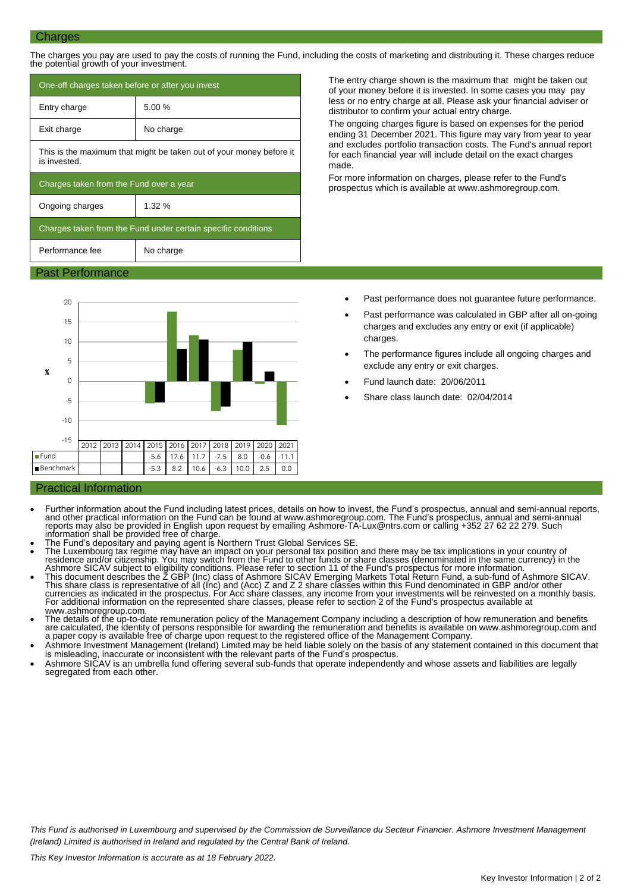## Charges

The charges you pay are used to pay the costs of running the Fund, including the costs of marketing and distributing it. These charges reduce the potential growth of your investment.

| One-off charges taken before or after you invest | |
|---|---|
| Entry charge | 5.00 % |
| Exit charge | No charge |
| This is the maximum that might be taken out of your money before it is invested. | |
| **Charges taken from the Fund over a year** | |
| Ongoing charges | 1.32 % |
| **Charges taken from the Fund under certain specific conditions** | |
| Performance fee | No charge |

The entry charge shown is the maximum that might be taken out of your money before it is invested. In some cases you may pay less or no entry charge at all. Please ask your financial adviser or distributor to confirm your actual entry charge.

The ongoing charges figure is based on expenses for the period ending 31 December 2021. This figure may vary from year to year and excludes portfolio transaction costs. The Fund's annual report for each financial year will include detail on the exact charges made.

For more information on charges, please refer to the Fund's prospectus which is available at www.ashmoregroup.com.

## Past Performance

20
15
10
5
%
0
-5
-10
-15

| | 2012 | 2013 | 2014 | 2015 | 2016 | 2017 | 2018 | 2019 | 2020 | 2021 |
|---|---|---|---|---|---|---|---|---|---|---|
| Fund | | | | -5.6 | 17.6 | 11.7 | -7.5 | 8.0 | -0.6 | -11.1 |
| Benchmark | | | | -5.3 | 8.2 | 10.6 | -6.3 | 10.0 | 2.5 | 0.0 |

- Past performance does not guarantee future performance.
- Past performance was calculated in GBP after all on-going charges and excludes any entry or exit (if applicable) charges.
- The performance figures include all ongoing charges and exclude any entry or exit charges.
- Fund launch date: 20/06/2011
- Share class launch date: 02/04/2014

## Practical Information

- Further information about the Fund including latest prices, details on how to invest, the Fund's prospectus, annual and semi-annual reports, and other practical information on the Fund can be found at www.ashmoregroup.com. The Fund's prospectus, annual and semi-annual reports may also be provided in English upon request by emailing Ashmore-TA-Lux@ntrs.com or calling +352 27 62 22 279. Such information shall be provided free of charge.
- The Fund's depositary and paying agent is Northern Trust Global Services SE.
- The Luxembourg tax regime may have an impact on your personal tax position and there may be tax implications in your country of residence and/or citizenship. You may switch from the Fund to other funds or share classes (denominated in the same currency) in the Ashmore SICAV subject to eligibility conditions. Please refer to section 11 of the Fund's prospectus for more information.
- This document describes the Z GBP (Inc) class of Ashmore SICAV Emerging Markets Total Return Fund, a sub-fund of Ashmore SICAV. This share class is representative of all (Inc) and (Acc) Z and Z 2 share classes within this Fund denominated in GBP and/or other currencies as indicated in the prospectus. For Acc share classes, any income from your investments will be reinvested on a monthly basis. For additional information on the represented share classes, please refer to section 2 of the Fund's prospectus available at www.ashmoregroup.com.
- The details of the up-to-date remuneration policy of the Management Company including a description of how remuneration and benefits are calculated, the identity of persons responsible for awarding the remuneration and benefits is available on www.ashmoregroup.com and a paper copy is available free of charge upon request to the registered office of the Management Company.
- Ashmore Investment Management (Ireland) Limited may be held liable solely on the basis of any statement contained in this document that is misleading, inaccurate or inconsistent with the relevant parts of the Fund's prospectus.
- Ashmore SICAV is an umbrella fund offering several sub-funds that operate independently and whose assets and liabilities are legally segregated from each other.

*This Fund is authorised in Luxembourg and supervised by the Commission de Surveillance du Secteur Financier. Ashmore Investment Management (Ireland) Limited is authorised in Ireland and regulated by the Central Bank of Ireland.*

*This Key Investor Information is accurate as at 18 February 2022.*